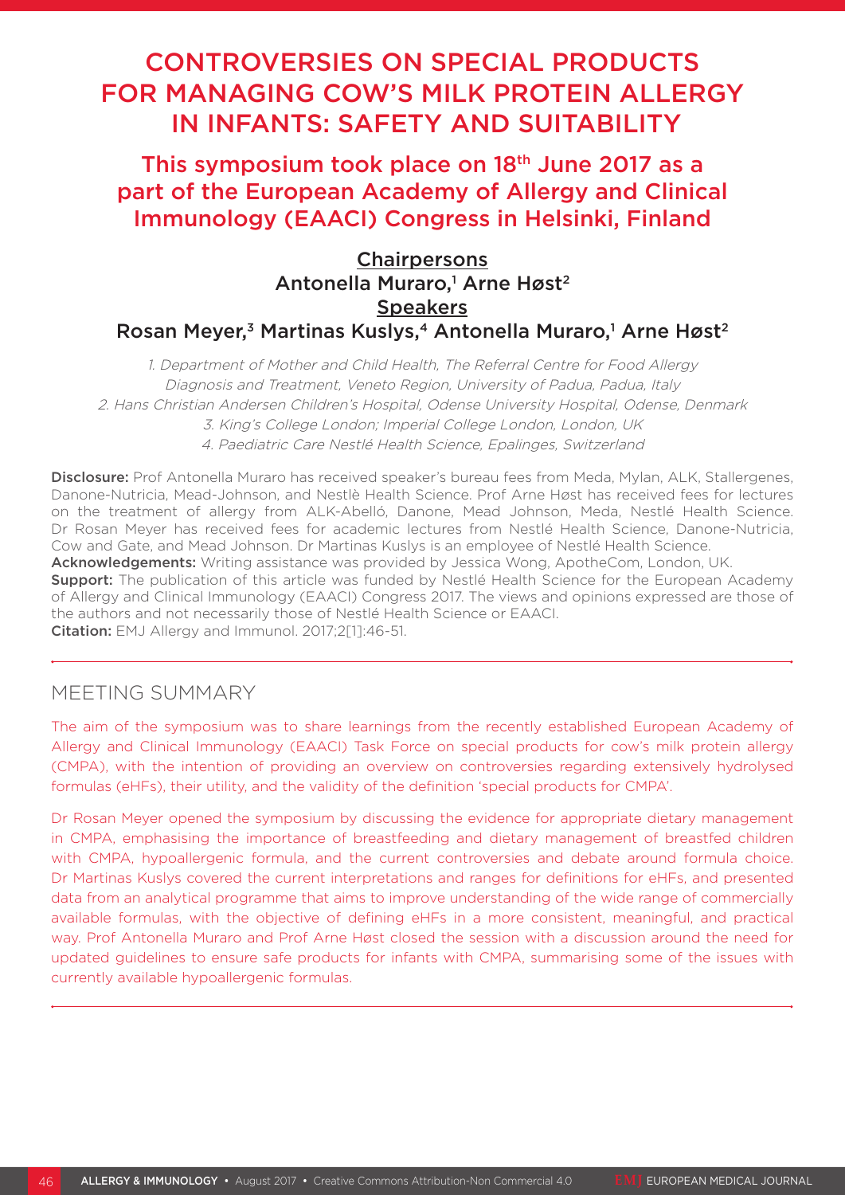# CONTROVERSIES ON SPECIAL PRODUCTS FOR MANAGING COW'S MILK PROTEIN ALLERGY IN INFANTS: SAFETY AND SUITABILITY

## This symposium took place on 18th June 2017 as a part of the European Academy of Allergy and Clinical Immunology (EAACI) Congress in Helsinki, Finland

**Chairpersons**

Antonella Muraro,[1] Arne Høst[2]

**Speakers**

Rosan Meyer,[3] Martinas Kuslys,[4] Antonella Muraro,[1] Arne Høst[2]

*1. Department of Mother and Child Health, The Referral Centre for Food Allergy Diagnosis and Treatment, Veneto Region, University of Padua, Padua, Italy*
*2. Hans Christian Andersen Children's Hospital, Odense University Hospital, Odense, Denmark*
*3. King's College London; Imperial College London, London, UK*
*4. Paediatric Care Nestlé Health Science, Epalinges, Switzerland*

**Disclosure:** Prof Antonella Muraro has received speaker's bureau fees from Meda, Mylan, ALK, Stallergenes, Danone-Nutricia, Mead-Johnson, and Nestlè Health Science. Prof Arne Høst has received fees for lectures on the treatment of allergy from ALK-Abelló, Danone, Mead Johnson, Meda, Nestlé Health Science. Dr Rosan Meyer has received fees for academic lectures from Nestlé Health Science, Danone-Nutricia, Cow and Gate, and Mead Johnson. Dr Martinas Kuslys is an employee of Nestlé Health Science.
**Acknowledgements:** Writing assistance was provided by Jessica Wong, ApotheCom, London, UK.
**Support:** The publication of this article was funded by Nestlé Health Science for the European Academy of Allergy and Clinical Immunology (EAACI) Congress 2017. The views and opinions expressed are those of the authors and not necessarily those of Nestlé Health Science or EAACI.
**Citation:** EMJ Allergy and Immunol. 2017;2[1]:46-51.

## MEETING SUMMARY

The aim of the symposium was to share learnings from the recently established European Academy of Allergy and Clinical Immunology (EAACI) Task Force on special products for cow's milk protein allergy (CMPA), with the intention of providing an overview on controversies regarding extensively hydrolysed formulas (eHFs), their utility, and the validity of the definition 'special products for CMPA'.

Dr Rosan Meyer opened the symposium by discussing the evidence for appropriate dietary management in CMPA, emphasising the importance of breastfeeding and dietary management of breastfed children with CMPA, hypoallergenic formula, and the current controversies and debate around formula choice. Dr Martinas Kuslys covered the current interpretations and ranges for definitions for eHFs, and presented data from an analytical programme that aims to improve understanding of the wide range of commercially available formulas, with the objective of defining eHFs in a more consistent, meaningful, and practical way. Prof Antonella Muraro and Prof Arne Høst closed the session with a discussion around the need for updated guidelines to ensure safe products for infants with CMPA, summarising some of the issues with currently available hypoallergenic formulas.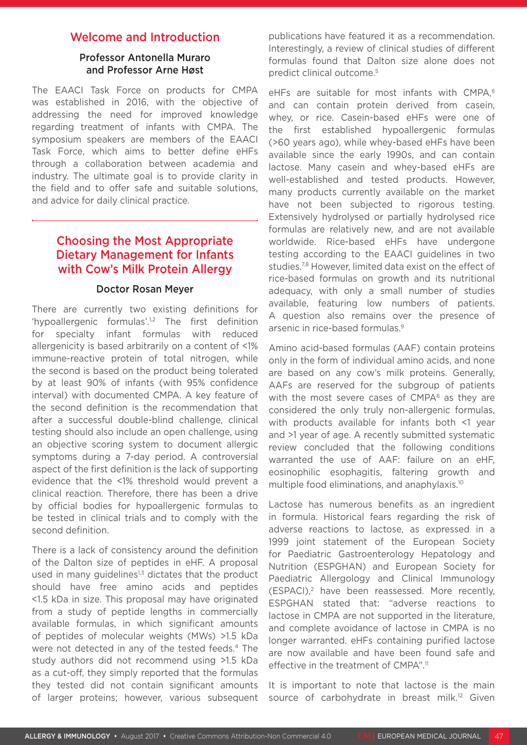## Welcome and Introduction

### Professor Antonella Muraro and Professor Arne Høst

The EAACI Task Force on products for CMPA was established in 2016, with the objective of addressing the need for improved knowledge regarding treatment of infants with CMPA. The symposium speakers are members of the EAACI Task Force, which aims to better define eHFs through a collaboration between academia and industry. The ultimate goal is to provide clarity in the field and to offer safe and suitable solutions, and advice for daily clinical practice.

## Choosing the Most Appropriate Dietary Management for Infants with Cow's Milk Protein Allergy

### Doctor Rosan Meyer

There are currently two existing definitions for 'hypoallergenic formulas'.[1,2] The first definition for specialty infant formulas with reduced allergenicity is based arbitrarily on a content of <1% immune-reactive protein of total nitrogen, while the second is based on the product being tolerated by at least 90% of infants (with 95% confidence interval) with documented CMPA. A key feature of the second definition is the recommendation that after a successful double-blind challenge, clinical testing should also include an open challenge, using an objective scoring system to document allergic symptoms during a 7-day period. A controversial aspect of the first definition is the lack of supporting evidence that the <1% threshold would prevent a clinical reaction. Therefore, there has been a drive by official bodies for hypoallergenic formulas to be tested in clinical trials and to comply with the second definition.

There is a lack of consistency around the definition of the Dalton size of peptides in eHF. A proposal used in many guidelines[1,3] dictates that the product should have free amino acids and peptides <1.5 kDa in size. This proposal may have originated from a study of peptide lengths in commercially available formulas, in which significant amounts of peptides of molecular weights (MWs) >1.5 kDa were not detected in any of the tested feeds.[4] The study authors did not recommend using >1.5 kDa as a cut-off, they simply reported that the formulas they tested did not contain significant amounts of larger proteins; however, various subsequent publications have featured it as a recommendation. Interestingly, a review of clinical studies of different formulas found that Dalton size alone does not predict clinical outcome.[5]

eHFs are suitable for most infants with CMPA,[6] and can contain protein derived from casein, whey, or rice. Casein-based eHFs were one of the first established hypoallergenic formulas (>60 years ago), while whey-based eHFs have been available since the early 1990s, and can contain lactose. Many casein and whey-based eHFs are well-established and tested products. However, many products currently available on the market have not been subjected to rigorous testing. Extensively hydrolysed or partially hydrolysed rice formulas are relatively new, and are not available worldwide. Rice-based eHFs have undergone testing according to the EAACI guidelines in two studies.[7,8] However, limited data exist on the effect of rice-based formulas on growth and its nutritional adequacy, with only a small number of studies available, featuring low numbers of patients. A question also remains over the presence of arsenic in rice-based formulas.[9]

Amino acid-based formulas (AAF) contain proteins only in the form of individual amino acids, and none are based on any cow's milk proteins. Generally, AAFs are reserved for the subgroup of patients with the most severe cases of CMPA[6] as they are considered the only truly non-allergenic formulas, with products available for infants both <1 year and >1 year of age. A recently submitted systematic review concluded that the following conditions warranted the use of AAF: failure on an eHF, eosinophilic esophagitis, faltering growth and multiple food eliminations, and anaphylaxis.[10]

Lactose has numerous benefits as an ingredient in formula. Historical fears regarding the risk of adverse reactions to lactose, as expressed in a 1999 joint statement of the European Society for Paediatric Gastroenterology Hepatology and Nutrition (ESPGHAN) and European Society for Paediatric Allergology and Clinical Immunology (ESPACI),[2] have been reassessed. More recently, ESPGHAN stated that: "adverse reactions to lactose in CMPA are not supported in the literature, and complete avoidance of lactose in CMPA is no longer warranted. eHFs containing purified lactose are now available and have been found safe and effective in the treatment of CMPA".[11]

It is important to note that lactose is the main source of carbohydrate in breast milk.[12] Given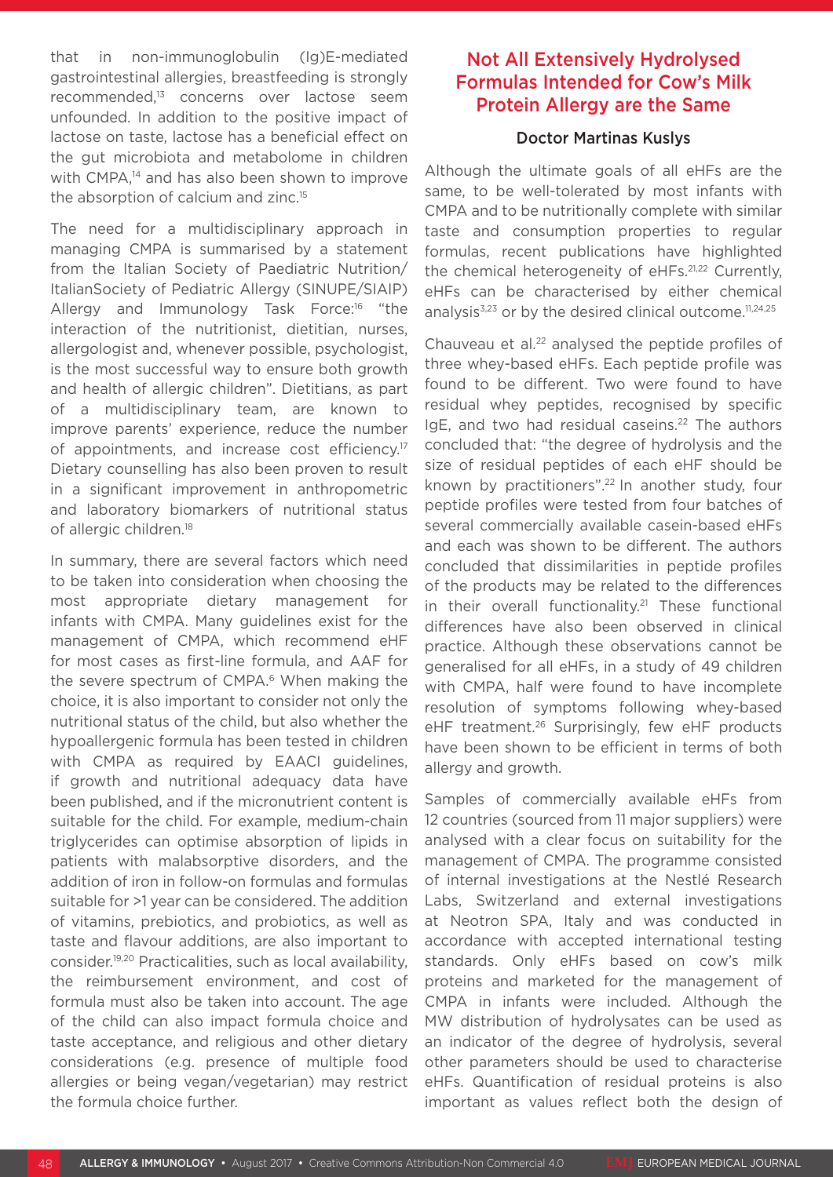that in non-immunoglobulin (Ig)E-mediated gastrointestinal allergies, breastfeeding is strongly recommended,[13] concerns over lactose seem unfounded. In addition to the positive impact of lactose on taste, lactose has a beneficial effect on the gut microbiota and metabolome in children with CMPA,[14] and has also been shown to improve the absorption of calcium and zinc.[15]

The need for a multidisciplinary approach in managing CMPA is summarised by a statement from the Italian Society of Paediatric Nutrition/ ItalianSociety of Pediatric Allergy (SINUPE/SIAIP) Allergy and Immunology Task Force:[16] "the interaction of the nutritionist, dietitian, nurses, allergologist and, whenever possible, psychologist, is the most successful way to ensure both growth and health of allergic children". Dietitians, as part of a multidisciplinary team, are known to improve parents' experience, reduce the number of appointments, and increase cost efficiency.[17] Dietary counselling has also been proven to result in a significant improvement in anthropometric and laboratory biomarkers of nutritional status of allergic children.[18]

In summary, there are several factors which need to be taken into consideration when choosing the most appropriate dietary management for infants with CMPA. Many guidelines exist for the management of CMPA, which recommend eHF for most cases as first-line formula, and AAF for the severe spectrum of CMPA.[6] When making the choice, it is also important to consider not only the nutritional status of the child, but also whether the hypoallergenic formula has been tested in children with CMPA as required by EAACI guidelines, if growth and nutritional adequacy data have been published, and if the micronutrient content is suitable for the child. For example, medium-chain triglycerides can optimise absorption of lipids in patients with malabsorptive disorders, and the addition of iron in follow-on formulas and formulas suitable for >1 year can be considered. The addition of vitamins, prebiotics, and probiotics, as well as taste and flavour additions, are also important to consider.[19,20] Practicalities, such as local availability, the reimbursement environment, and cost of formula must also be taken into account. The age of the child can also impact formula choice and taste acceptance, and religious and other dietary considerations (e.g. presence of multiple food allergies or being vegan/vegetarian) may restrict the formula choice further.

## Not All Extensively Hydrolysed Formulas Intended for Cow's Milk Protein Allergy are the Same

### Doctor Martinas Kuslys

Although the ultimate goals of all eHFs are the same, to be well-tolerated by most infants with CMPA and to be nutritionally complete with similar taste and consumption properties to regular formulas, recent publications have highlighted the chemical heterogeneity of eHFs.[21,22] Currently, eHFs can be characterised by either chemical analysis[3,23] or by the desired clinical outcome.[11,24,25]

Chauveau et al.[22] analysed the peptide profiles of three whey-based eHFs. Each peptide profile was found to be different. Two were found to have residual whey peptides, recognised by specific IgE, and two had residual caseins.[22] The authors concluded that: "the degree of hydrolysis and the size of residual peptides of each eHF should be known by practitioners".[22] In another study, four peptide profiles were tested from four batches of several commercially available casein-based eHFs and each was shown to be different. The authors concluded that dissimilarities in peptide profiles of the products may be related to the differences in their overall functionality.[21] These functional differences have also been observed in clinical practice. Although these observations cannot be generalised for all eHFs, in a study of 49 children with CMPA, half were found to have incomplete resolution of symptoms following whey-based eHF treatment.[26] Surprisingly, few eHF products have been shown to be efficient in terms of both allergy and growth.

Samples of commercially available eHFs from 12 countries (sourced from 11 major suppliers) were analysed with a clear focus on suitability for the management of CMPA. The programme consisted of internal investigations at the Nestlé Research Labs, Switzerland and external investigations at Neotron SPA, Italy and was conducted in accordance with accepted international testing standards. Only eHFs based on cow's milk proteins and marketed for the management of CMPA in infants were included. Although the MW distribution of hydrolysates can be used as an indicator of the degree of hydrolysis, several other parameters should be used to characterise eHFs. Quantification of residual proteins is also important as values reflect both the design of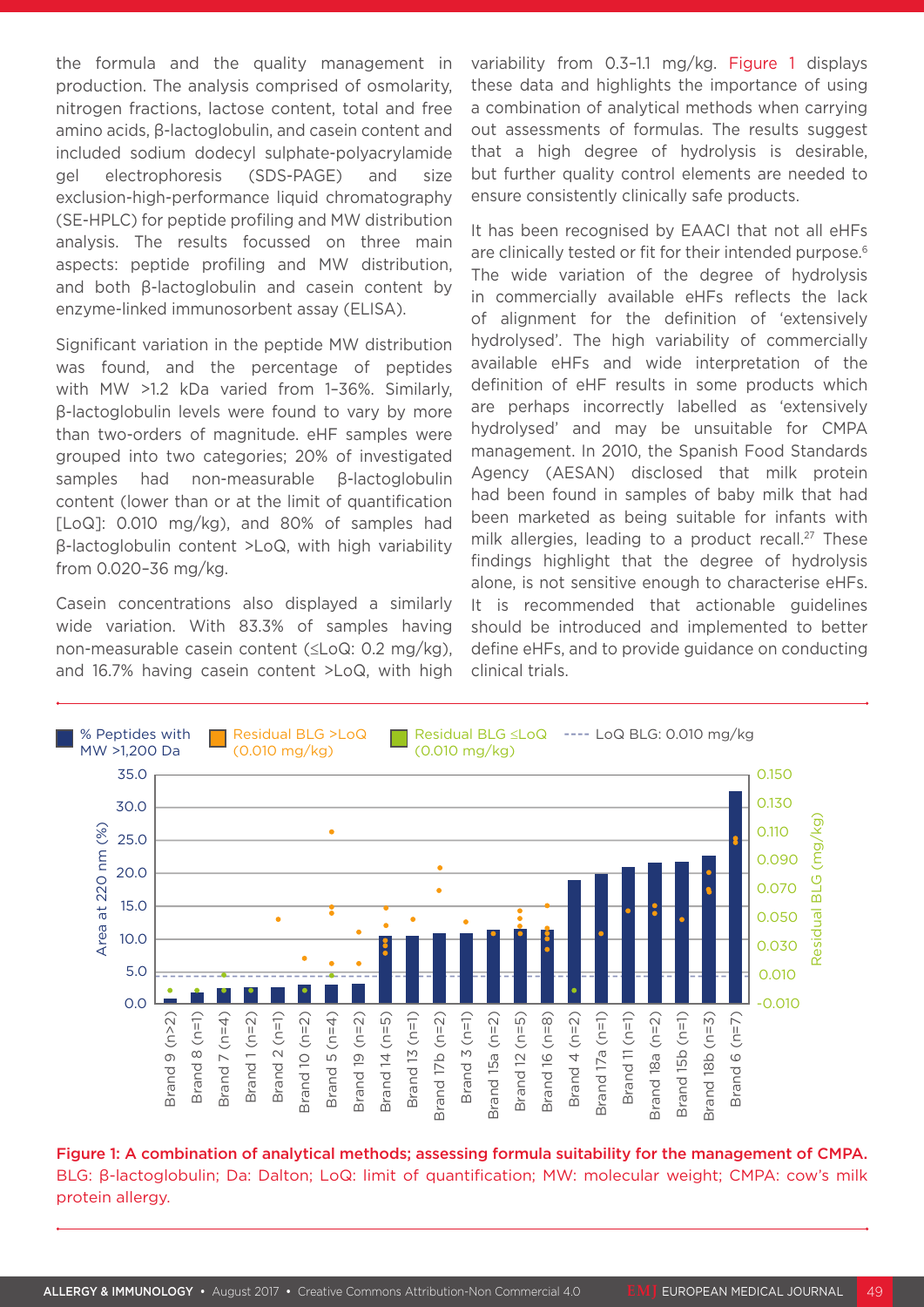the formula and the quality management in production. The analysis comprised of osmolarity, nitrogen fractions, lactose content, total and free amino acids, β-lactoglobulin, and casein content and included sodium dodecyl sulphate-polyacrylamide gel electrophoresis (SDS-PAGE) and size exclusion-high-performance liquid chromatography (SE-HPLC) for peptide profiling and MW distribution analysis. The results focussed on three main aspects: peptide profiling and MW distribution, and both β-lactoglobulin and casein content by enzyme-linked immunosorbent assay (ELISA).

Significant variation in the peptide MW distribution was found, and the percentage of peptides with MW >1.2 kDa varied from 1–36%. Similarly, β-lactoglobulin levels were found to vary by more than two-orders of magnitude. eHF samples were grouped into two categories; 20% of investigated samples had non-measurable β-lactoglobulin content (lower than or at the limit of quantification [LoQ]: 0.010 mg/kg), and 80% of samples had β-lactoglobulin content >LoQ, with high variability from 0.020–36 mg/kg.

Casein concentrations also displayed a similarly wide variation. With 83.3% of samples having non-measurable casein content (≤LoQ: 0.2 mg/kg), and 16.7% having casein content >LoQ, with high variability from 0.3–1.1 mg/kg. Figure 1 displays these data and highlights the importance of using a combination of analytical methods when carrying out assessments of formulas. The results suggest that a high degree of hydrolysis is desirable, but further quality control elements are needed to ensure consistently clinically safe products.

It has been recognised by EAACI that not all eHFs are clinically tested or fit for their intended purpose.[6] The wide variation of the degree of hydrolysis in commercially available eHFs reflects the lack of alignment for the definition of 'extensively hydrolysed'. The high variability of commercially available eHFs and wide interpretation of the definition of eHF results in some products which are perhaps incorrectly labelled as 'extensively hydrolysed' and may be unsuitable for CMPA management. In 2010, the Spanish Food Standards Agency (AESAN) disclosed that milk protein had been found in samples of baby milk that had been marketed as being suitable for infants with milk allergies, leading to a product recall.[27] These findings highlight that the degree of hydrolysis alone, is not sensitive enough to characterise eHFs. It is recommended that actionable guidelines should be introduced and implemented to better define eHFs, and to provide guidance on conducting clinical trials.

**Figure 1: A combination of analytical methods; assessing formula suitability for the management of CMPA.**
BLG: β-lactoglobulin; Da: Dalton; LoQ: limit of quantification; MW: molecular weight; CMPA: cow's milk protein allergy.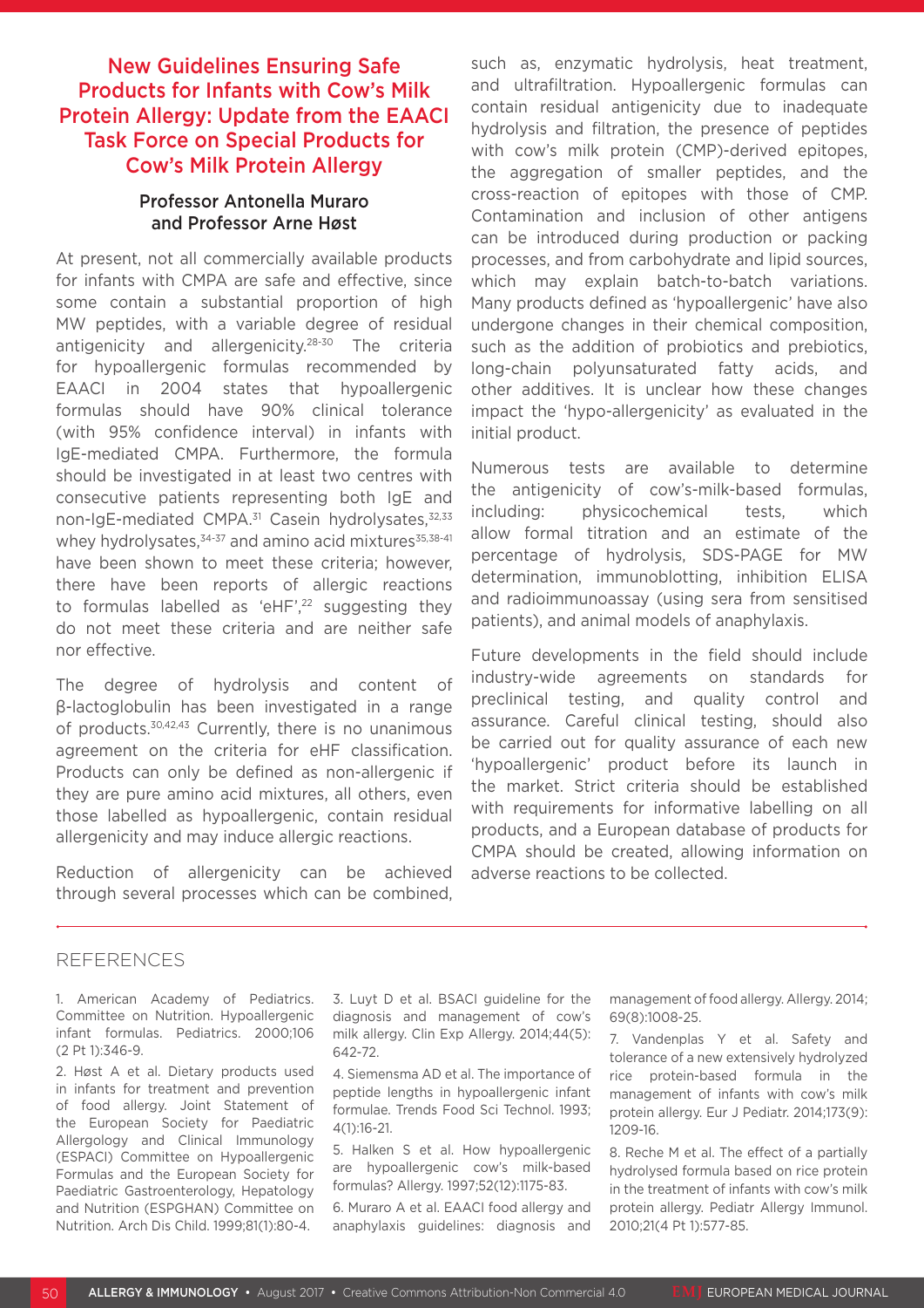## New Guidelines Ensuring Safe Products for Infants with Cow's Milk Protein Allergy: Update from the EAACI Task Force on Special Products for Cow's Milk Protein Allergy

### Professor Antonella Muraro and Professor Arne Høst

At present, not all commercially available products for infants with CMPA are safe and effective, since some contain a substantial proportion of high MW peptides, with a variable degree of residual antigenicity and allergenicity.[28-30] The criteria for hypoallergenic formulas recommended by EAACI in 2004 states that hypoallergenic formulas should have 90% clinical tolerance (with 95% confidence interval) in infants with IgE-mediated CMPA. Furthermore, the formula should be investigated in at least two centres with consecutive patients representing both IgE and non-IgE-mediated CMPA.[31] Casein hydrolysates,[32,33] whey hydrolysates,[34-37] and amino acid mixtures[35,38-41] have been shown to meet these criteria; however, there have been reports of allergic reactions to formulas labelled as 'eHF',[22] suggesting they do not meet these criteria and are neither safe nor effective.

The degree of hydrolysis and content of β-lactoglobulin has been investigated in a range of products.[30,42,43] Currently, there is no unanimous agreement on the criteria for eHF classification. Products can only be defined as non-allergenic if they are pure amino acid mixtures, all others, even those labelled as hypoallergenic, contain residual allergenicity and may induce allergic reactions.

Reduction of allergenicity can be achieved through several processes which can be combined, such as, enzymatic hydrolysis, heat treatment, and ultrafiltration. Hypoallergenic formulas can contain residual antigenicity due to inadequate hydrolysis and filtration, the presence of peptides with cow's milk protein (CMP)-derived epitopes, the aggregation of smaller peptides, and the cross-reaction of epitopes with those of CMP. Contamination and inclusion of other antigens can be introduced during production or packing processes, and from carbohydrate and lipid sources, which may explain batch-to-batch variations. Many products defined as 'hypoallergenic' have also undergone changes in their chemical composition, such as the addition of probiotics and prebiotics, long-chain polyunsaturated fatty acids, and other additives. It is unclear how these changes impact the 'hypo-allergenicity' as evaluated in the initial product.

Numerous tests are available to determine the antigenicity of cow's-milk-based formulas, including: physicochemical tests, which allow formal titration and an estimate of the percentage of hydrolysis, SDS-PAGE for MW determination, immunoblotting, inhibition ELISA and radioimmunoassay (using sera from sensitised patients), and animal models of anaphylaxis.

Future developments in the field should include industry-wide agreements on standards for preclinical testing, and quality control and assurance. Careful clinical testing, should also be carried out for quality assurance of each new 'hypoallergenic' product before its launch in the market. Strict criteria should be established with requirements for informative labelling on all products, and a European database of products for CMPA should be created, allowing information on adverse reactions to be collected.

## REFERENCES

1. American Academy of Pediatrics. Committee on Nutrition. Hypoallergenic infant formulas. Pediatrics. 2000;106 (2 Pt 1):346-9.
2. Høst A et al. Dietary products used in infants for treatment and prevention of food allergy. Joint Statement of the European Society for Paediatric Allergology and Clinical Immunology (ESPACI) Committee on Hypoallergenic Formulas and the European Society for Paediatric Gastroenterology, Hepatology and Nutrition (ESPGHAN) Committee on Nutrition. Arch Dis Child. 1999;81(1):80-4.
3. Luyt D et al. BSACI guideline for the diagnosis and management of cow's milk allergy. Clin Exp Allergy. 2014;44(5): 642-72.
4. Siemensma AD et al. The importance of peptide lengths in hypoallergenic infant formulae. Trends Food Sci Technol. 1993; 4(1):16-21.
5. Halken S et al. How hypoallergenic are hypoallergenic cow's milk-based formulas? Allergy. 1997;52(12):1175-83.
6. Muraro A et al. EAACI food allergy and anaphylaxis guidelines: diagnosis and management of food allergy. Allergy. 2014; 69(8):1008-25.
7. Vandenplas Y et al. Safety and tolerance of a new extensively hydrolyzed rice protein-based formula in the management of infants with cow's milk protein allergy. Eur J Pediatr. 2014;173(9): 1209-16.
8. Reche M et al. The effect of a partially hydrolysed formula based on rice protein in the treatment of infants with cow's milk protein allergy. Pediatr Allergy Immunol. 2010;21(4 Pt 1):577-85.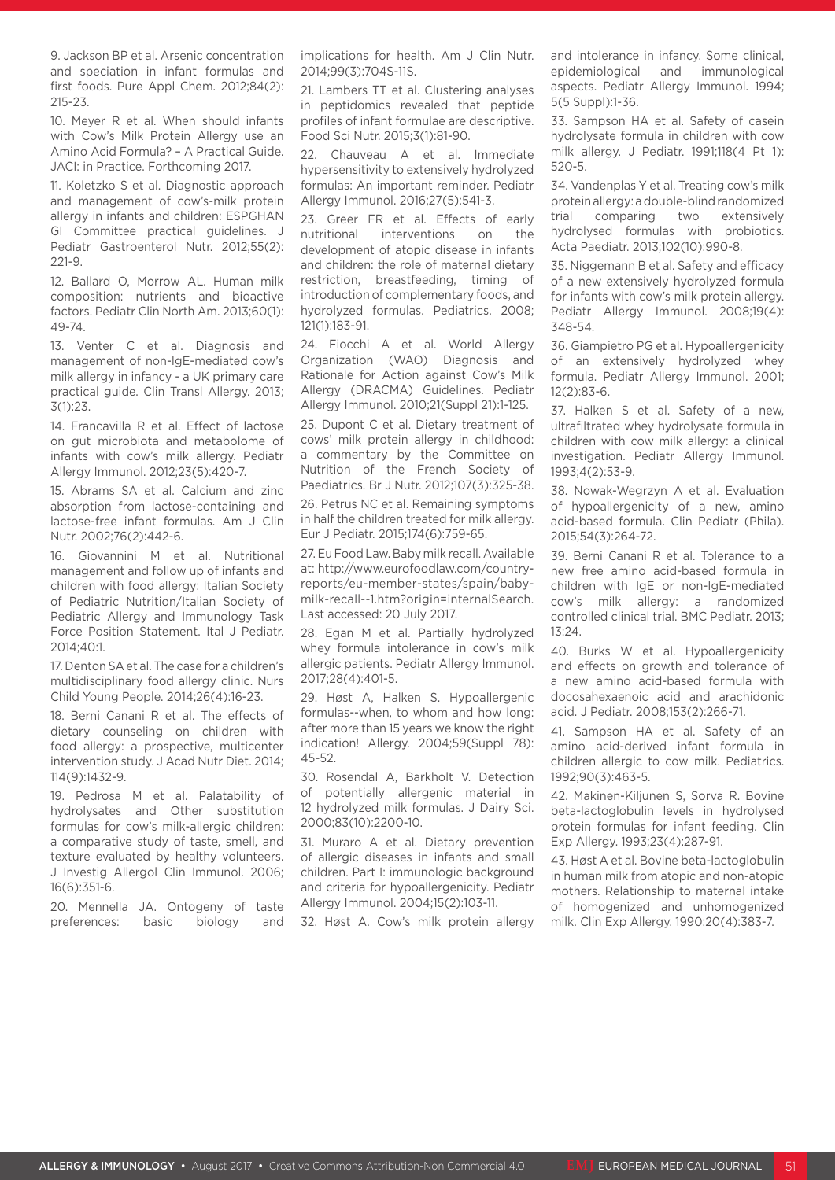9. Jackson BP et al. Arsenic concentration and speciation in infant formulas and first foods. Pure Appl Chem. 2012;84(2): 215-23.

10. Meyer R et al. When should infants with Cow's Milk Protein Allergy use an Amino Acid Formula? – A Practical Guide. JACI: in Practice. Forthcoming 2017.

11. Koletzko S et al. Diagnostic approach and management of cow's-milk protein allergy in infants and children: ESPGHAN GI Committee practical guidelines. J Pediatr Gastroenterol Nutr. 2012;55(2): 221-9.

12. Ballard O, Morrow AL. Human milk composition: nutrients and bioactive factors. Pediatr Clin North Am. 2013;60(1): 49-74.

13. Venter C et al. Diagnosis and management of non-IgE-mediated cow's milk allergy in infancy - a UK primary care practical guide. Clin Transl Allergy. 2013; 3(1):23.

14. Francavilla R et al. Effect of lactose on gut microbiota and metabolome of infants with cow's milk allergy. Pediatr Allergy Immunol. 2012;23(5):420-7.

15. Abrams SA et al. Calcium and zinc absorption from lactose-containing and lactose-free infant formulas. Am J Clin Nutr. 2002;76(2):442-6.

16. Giovannini M et al. Nutritional management and follow up of infants and children with food allergy: Italian Society of Pediatric Nutrition/Italian Society of Pediatric Allergy and Immunology Task Force Position Statement. Ital J Pediatr. 2014;40:1.

17. Denton SA et al. The case for a children's multidisciplinary food allergy clinic. Nurs Child Young People. 2014;26(4):16-23.

18. Berni Canani R et al. The effects of dietary counseling on children with food allergy: a prospective, multicenter intervention study. J Acad Nutr Diet. 2014; 114(9):1432-9.

19. Pedrosa M et al. Palatability of hydrolysates and Other substitution formulas for cow's milk-allergic children: a comparative study of taste, smell, and texture evaluated by healthy volunteers. J Investig Allergol Clin Immunol. 2006; 16(6):351-6.

20. Mennella JA. Ontogeny of taste preferences: basic biology and implications for health. Am J Clin Nutr. 2014;99(3):704S-11S.

21. Lambers TT et al. Clustering analyses in peptidomics revealed that peptide profiles of infant formulae are descriptive. Food Sci Nutr. 2015;3(1):81-90.

22. Chauveau A et al. Immediate hypersensitivity to extensively hydrolyzed formulas: An important reminder. Pediatr Allergy Immunol. 2016;27(5):541-3.

23. Greer FR et al. Effects of early nutritional interventions on the development of atopic disease in infants and children: the role of maternal dietary restriction, breastfeeding, timing of introduction of complementary foods, and hydrolyzed formulas. Pediatrics. 2008; 121(1):183-91.

24. Fiocchi A et al. World Allergy Organization (WAO) Diagnosis and Rationale for Action against Cow's Milk Allergy (DRACMA) Guidelines. Pediatr Allergy Immunol. 2010;21(Suppl 21):1-125.

25. Dupont C et al. Dietary treatment of cows' milk protein allergy in childhood: a commentary by the Committee on Nutrition of the French Society of Paediatrics. Br J Nutr. 2012;107(3):325-38.

26. Petrus NC et al. Remaining symptoms in half the children treated for milk allergy. Eur J Pediatr. 2015;174(6):759-65.

27. Eu Food Law. Baby milk recall. Available at: http://www.eurofoodlaw.com/country-reports/eu-member-states/spain/baby-milk-recall--1.htm?origin=internalSearch. Last accessed: 20 July 2017.

28. Egan M et al. Partially hydrolyzed whey formula intolerance in cow's milk allergic patients. Pediatr Allergy Immunol. 2017;28(4):401-5.

29. Høst A, Halken S. Hypoallergenic formulas--when, to whom and how long: after more than 15 years we know the right indication! Allergy. 2004;59(Suppl 78): 45-52.

30. Rosendal A, Barkholt V. Detection of potentially allergenic material in 12 hydrolyzed milk formulas. J Dairy Sci. 2000;83(10):2200-10.

31. Muraro A et al. Dietary prevention of allergic diseases in infants and small children. Part I: immunologic background and criteria for hypoallergenicity. Pediatr Allergy Immunol. 2004;15(2):103-11.

32. Høst A. Cow's milk protein allergy and intolerance in infancy. Some clinical, epidemiological and immunological aspects. Pediatr Allergy Immunol. 1994; 5(5 Suppl):1-36.

33. Sampson HA et al. Safety of casein hydrolysate formula in children with cow milk allergy. J Pediatr. 1991;118(4 Pt 1): 520-5.

34. Vandenplas Y et al. Treating cow's milk protein allergy: a double-blind randomized trial comparing two extensively hydrolysed formulas with probiotics. Acta Paediatr. 2013;102(10):990-8.

35. Niggemann B et al. Safety and efficacy of a new extensively hydrolyzed formula for infants with cow's milk protein allergy. Pediatr Allergy Immunol. 2008;19(4): 348-54.

36. Giampietro PG et al. Hypoallergenicity of an extensively hydrolyzed whey formula. Pediatr Allergy Immunol. 2001; 12(2):83-6.

37. Halken S et al. Safety of a new, ultrafiltrated whey hydrolysate formula in children with cow milk allergy: a clinical investigation. Pediatr Allergy Immunol. 1993;4(2):53-9.

38. Nowak-Wegrzyn A et al. Evaluation of hypoallergenicity of a new, amino acid-based formula. Clin Pediatr (Phila). 2015;54(3):264-72.

39. Berni Canani R et al. Tolerance to a new free amino acid-based formula in children with IgE or non-IgE-mediated cow's milk allergy: a randomized controlled clinical trial. BMC Pediatr. 2013; 13:24.

40. Burks W et al. Hypoallergenicity and effects on growth and tolerance of a new amino acid-based formula with docosahexaenoic acid and arachidonic acid. J Pediatr. 2008;153(2):266-71.

41. Sampson HA et al. Safety of an amino acid-derived infant formula in children allergic to cow milk. Pediatrics. 1992;90(3):463-5.

42. Makinen-Kiljunen S, Sorva R. Bovine beta-lactoglobulin levels in hydrolysed protein formulas for infant feeding. Clin Exp Allergy. 1993;23(4):287-91.

43. Høst A et al. Bovine beta-lactoglobulin in human milk from atopic and non-atopic mothers. Relationship to maternal intake of homogenized and unhomogenized milk. Clin Exp Allergy. 1990;20(4):383-7.